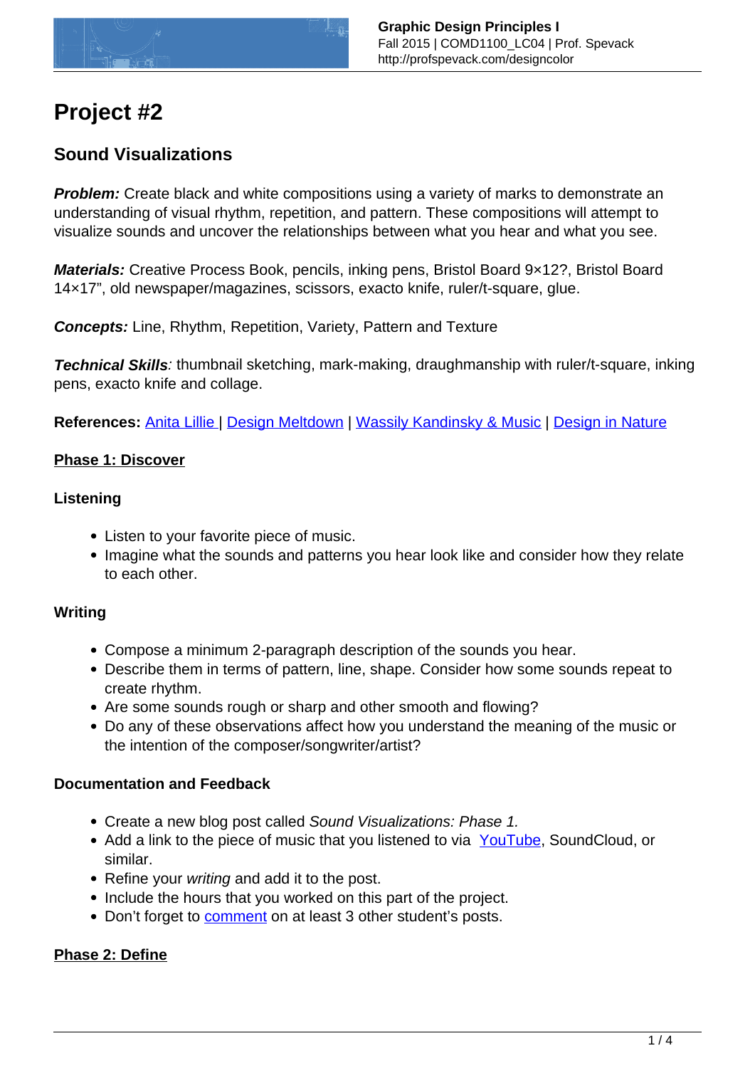# Project #2

## Sound Visualizations

***Problem:*** Create black and white compositions using a variety of marks to demonstrate an understanding of visual rhythm, repetition, and pattern. These compositions will attempt to visualize sounds and uncover the relationships between what you hear and what you see.

***Materials:*** Creative Process Book, pencils, inking pens, Bristol Board 9×12?, Bristol Board 14×17", old newspaper/magazines, scissors, exacto knife, ruler/t-square, glue.

***Concepts:*** Line, Rhythm, Repetition, Variety, Pattern and Texture

***Technical Skills****:* thumbnail sketching, mark-making, draughmanship with ruler/t-square, inking pens, exacto knife and collage.

**References:** Anita Lillie | Design Meltdown | Wassily Kandinsky & Music | Design in Nature

### Phase 1: Discover

#### Listening

- Listen to your favorite piece of music.
- Imagine what the sounds and patterns you hear look like and consider how they relate to each other.

#### Writing

- Compose a minimum 2-paragraph description of the sounds you hear.
- Describe them in terms of pattern, line, shape. Consider how some sounds repeat to create rhythm.
- Are some sounds rough or sharp and other smooth and flowing?
- Do any of these observations affect how you understand the meaning of the music or the intention of the composer/songwriter/artist?

#### Documentation and Feedback

- Create a new blog post called *Sound Visualizations: Phase 1.*
- Add a link to the piece of music that you listened to via YouTube, SoundCloud, or similar.
- Refine your *writing* and add it to the post.
- Include the hours that you worked on this part of the project.
- Don't forget to comment on at least 3 other student's posts.

### Phase 2: Define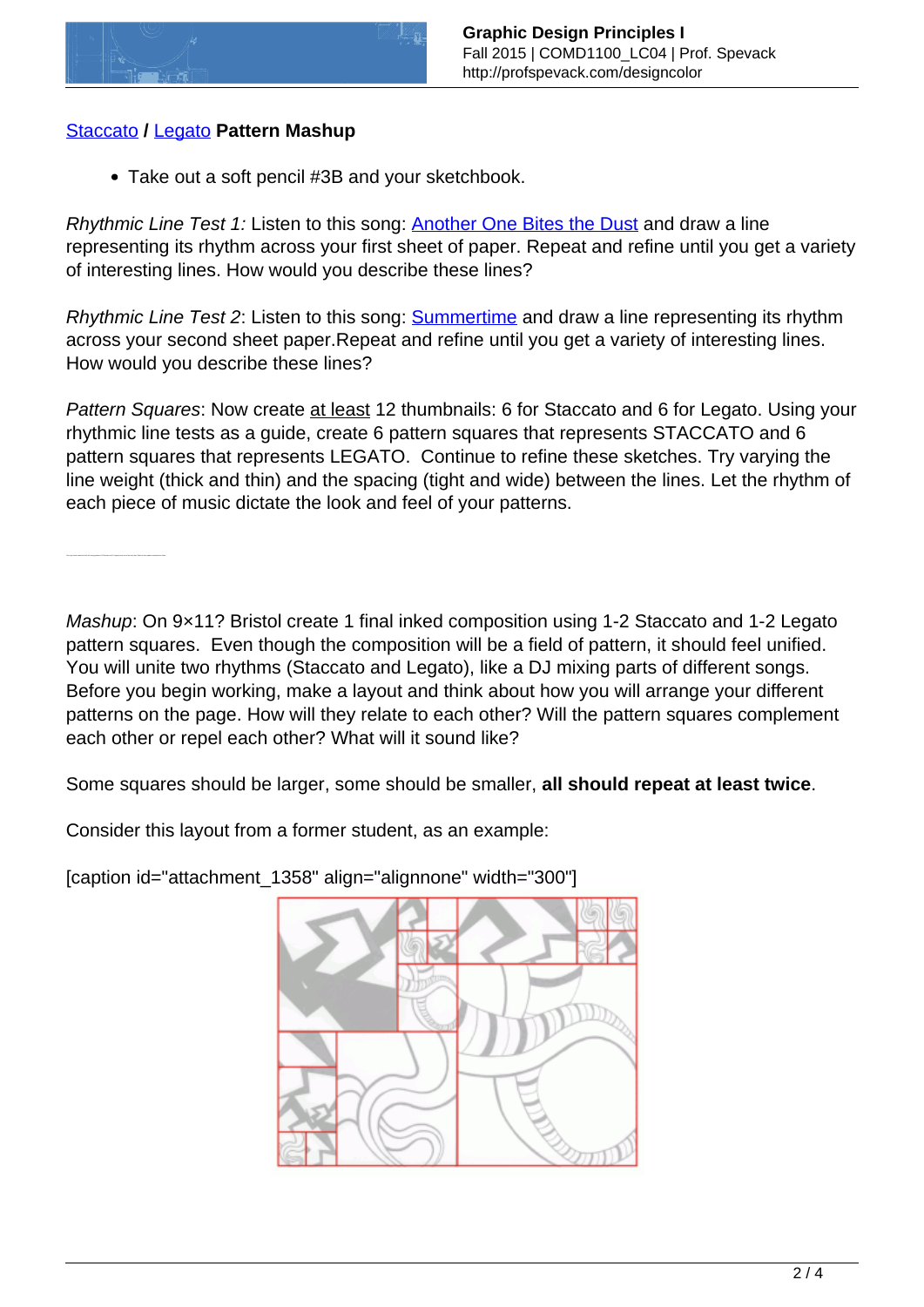**Staccato / Legato Pattern Mashup**

- Take out a soft pencil #3B and your sketchbook.

*Rhythmic Line Test 1:* Listen to this song: Another One Bites the Dust and draw a line representing its rhythm across your first sheet of paper. Repeat and refine until you get a variety of interesting lines. How would you describe these lines?

*Rhythmic Line Test 2*: Listen to this song: Summertime and draw a line representing its rhythm across your second sheet paper.Repeat and refine until you get a variety of interesting lines. How would you describe these lines?

*Pattern Squares*: Now create at least 12 thumbnails: 6 for Staccato and 6 for Legato. Using your rhythmic line tests as a guide, create 6 pattern squares that represents STACCATO and 6 pattern squares that represents LEGATO. Continue to refine these sketches. Try varying the line weight (thick and thin) and the spacing (tight and wide) between the lines. Let the rhythm of each piece of music dictate the look and feel of your patterns.

---

*Mashup*: On 9×11? Bristol create 1 final inked composition using 1-2 Staccato and 1-2 Legato pattern squares. Even though the composition will be a field of pattern, it should feel unified. You will unite two rhythms (Staccato and Legato), like a DJ mixing parts of different songs. Before you begin working, make a layout and think about how you will arrange your different patterns on the page. How will they relate to each other? Will the pattern squares complement each other or repel each other? What will it sound like?

Some squares should be larger, some should be smaller, **all should repeat at least twice**.

Consider this layout from a former student, as an example:

[caption id="attachment_1358" align="alignnone" width="300"]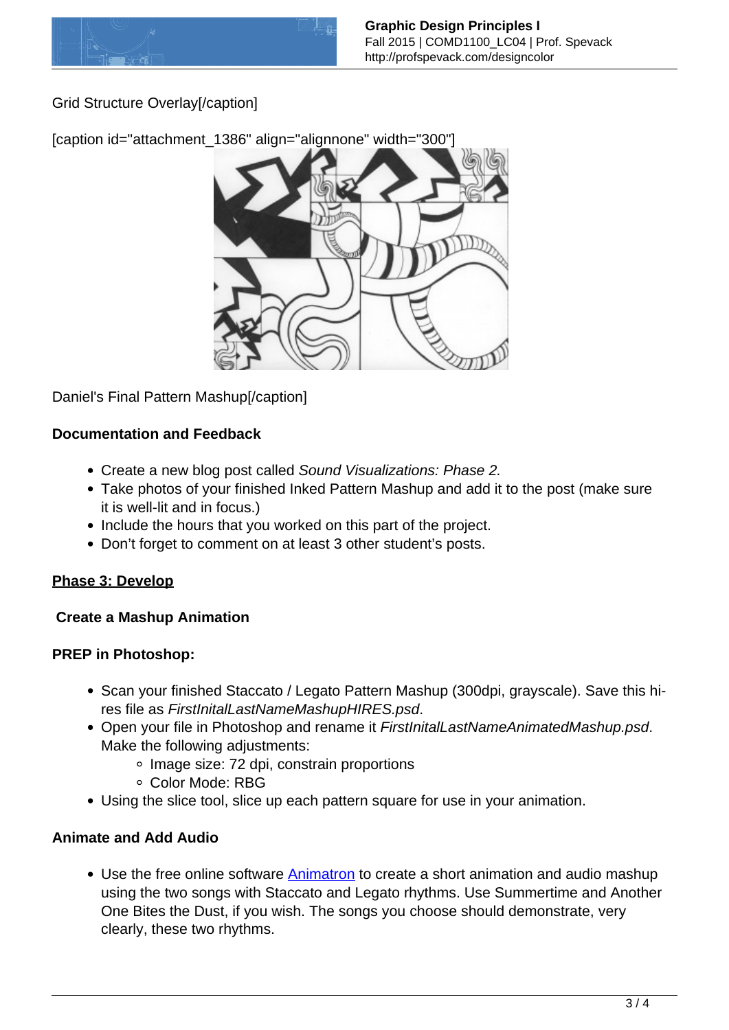Grid Structure Overlay[/caption]

[caption id="attachment_1386" align="alignnone" width="300"]

Daniel's Final Pattern Mashup[/caption]

**Documentation and Feedback**

- Create a new blog post called *Sound Visualizations: Phase 2.*
- Take photos of your finished Inked Pattern Mashup and add it to the post (make sure it is well-lit and in focus.)
- Include the hours that you worked on this part of the project.
- Don't forget to comment on at least 3 other student's posts.

**Phase 3: Develop**

**Create a Mashup Animation**

**PREP in Photoshop:**

- Scan your finished Staccato / Legato Pattern Mashup (300dpi, grayscale). Save this hi-res file as *FirstInitalLastNameMashupHIRES.psd*.
- Open your file in Photoshop and rename it *FirstInitalLastNameAnimatedMashup.psd*. Make the following adjustments:
  - Image size: 72 dpi, constrain proportions
  - Color Mode: RBG
- Using the slice tool, slice up each pattern square for use in your animation.

**Animate and Add Audio**

- Use the free online software Animatron to create a short animation and audio mashup using the two songs with Staccato and Legato rhythms. Use Summertime and Another One Bites the Dust, if you wish. The songs you choose should demonstrate, very clearly, these two rhythms.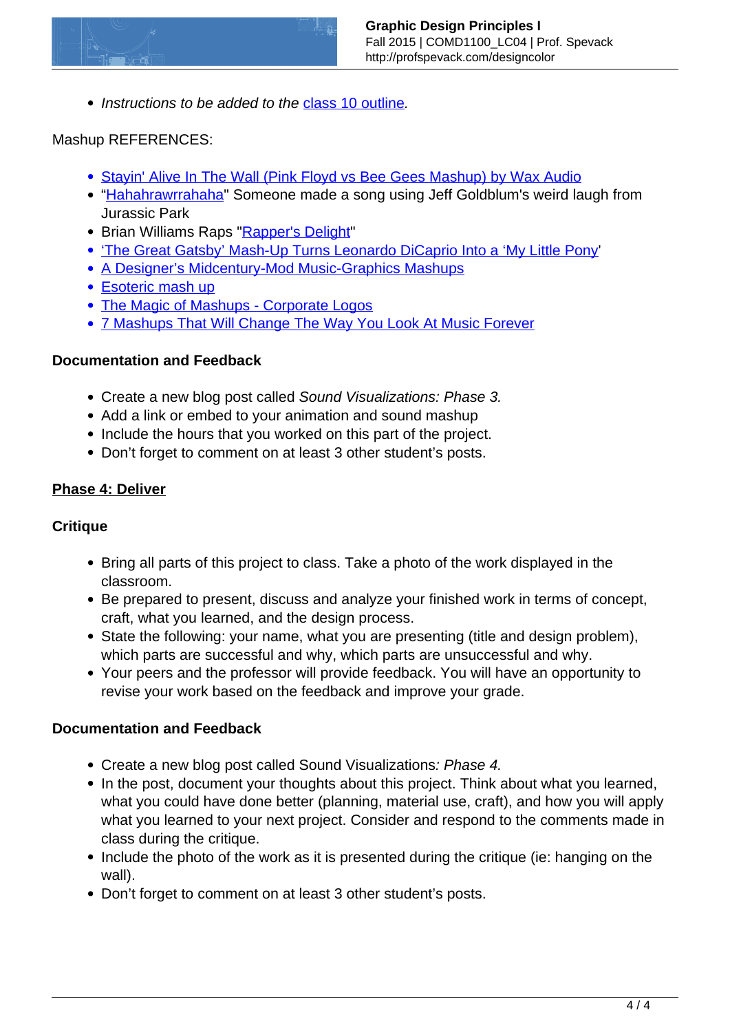- *Instructions to be added to the* class 10 outline.

Mashup REFERENCES:

- Stayin' Alive In The Wall (Pink Floyd vs Bee Gees Mashup) by Wax Audio
- "Hahahrawrrahaha" Someone made a song using Jeff Goldblum's weird laugh from Jurassic Park
- Brian Williams Raps "Rapper's Delight"
- 'The Great Gatsby' Mash-Up Turns Leonardo DiCaprio Into a 'My Little Pony'
- A Designer's Midcentury-Mod Music-Graphics Mashups
- Esoteric mash up
- The Magic of Mashups - Corporate Logos
- 7 Mashups That Will Change The Way You Look At Music Forever

**Documentation and Feedback**

- Create a new blog post called *Sound Visualizations: Phase 3.*
- Add a link or embed to your animation and sound mashup
- Include the hours that you worked on this part of the project.
- Don't forget to comment on at least 3 other student's posts.

## Phase 4: Deliver

**Critique**

- Bring all parts of this project to class. Take a photo of the work displayed in the classroom.
- Be prepared to present, discuss and analyze your finished work in terms of concept, craft, what you learned, and the design process.
- State the following: your name, what you are presenting (title and design problem), which parts are successful and why, which parts are unsuccessful and why.
- Your peers and the professor will provide feedback. You will have an opportunity to revise your work based on the feedback and improve your grade.

**Documentation and Feedback**

- Create a new blog post called Sound Visualizations*: Phase 4.*
- In the post, document your thoughts about this project. Think about what you learned, what you could have done better (planning, material use, craft), and how you will apply what you learned to your next project. Consider and respond to the comments made in class during the critique.
- Include the photo of the work as it is presented during the critique (ie: hanging on the wall).
- Don't forget to comment on at least 3 other student's posts.